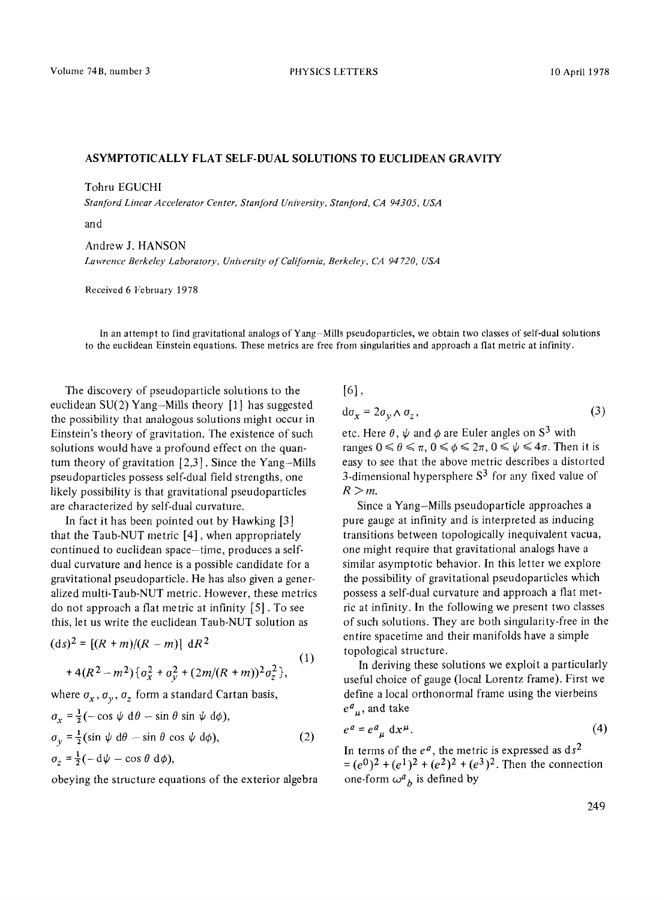# ASYMPTOTICALLY FLAT SELF-DUAL SOLUTIONS TO EUCLIDEAN GRAVITY

Tohru EGUCHI

*Stanford Linear Accelerator Center, Stanford University, Stanford, CA 94305, USA*

and

Andrew J. HANSON

*Lawrence Berkeley Laboratory, University of California, Berkeley, CA 94720, USA*

Received 6 February 1978

In an attempt to find gravitational analogs of Yang–Mills pseudoparticles, we obtain two classes of self-dual solutions to the euclidean Einstein equations. These metrics are free from singularities and approach a flat metric at infinity.

The discovery of pseudoparticle solutions to the euclidean SU(2) Yang–Mills theory [1] has suggested the possibility that analogous solutions might occur in Einstein's theory of gravitation. The existence of such solutions would have a profound effect on the quantum theory of gravitation [2,3]. Since the Yang–Mills pseudoparticles possess self-dual field strengths, one likely possibility is that gravitational pseudoparticles are characterized by self-dual curvature.

In fact it has been pointed out by Hawking [3] that the Taub-NUT metric [4], when appropriately continued to euclidean space–time, produces a self-dual curvature and hence is a possible candidate for a gravitational pseudoparticle. He has also given a generalized multi-Taub-NUT metric. However, these metrics do not approach a flat metric at infinity [5]. To see this, let us write the euclidean Taub-NUT solution as

$$(\mathrm{d}s)^2 = [(R+m)/(R-m)]\ \mathrm{d}R^2 + 4(R^2-m^2)\{\sigma_x^2 + \sigma_y^2 + (2m/(R+m))^2\sigma_z^2\}, \tag{1}$$

where $\sigma_x$, $\sigma_y$, $\sigma_z$ form a standard Cartan basis,

$$\begin{aligned}
\sigma_x &= \tfrac{1}{2}(-\cos\psi\ \mathrm{d}\theta - \sin\theta\sin\psi\ \mathrm{d}\phi),\\
\sigma_y &= \tfrac{1}{2}(\sin\psi\ \mathrm{d}\theta - \sin\theta\cos\psi\ \mathrm{d}\phi),\\
\sigma_z &= \tfrac{1}{2}(-\mathrm{d}\psi - \cos\theta\ \mathrm{d}\phi),
\end{aligned} \tag{2}$$

obeying the structure equations of the exterior algebra [6],

$$\mathrm{d}\sigma_x = 2\sigma_y \wedge \sigma_z, \tag{3}$$

etc. Here $\theta$, $\psi$ and $\phi$ are Euler angles on $S^3$ with ranges $0 \leqslant \theta \leqslant \pi$, $0 \leqslant \phi \leqslant 2\pi$, $0 \leqslant \psi \leqslant 4\pi$. Then it is easy to see that the above metric describes a distorted 3-dimensional hypersphere $S^3$ for any fixed value of $R > m$.

Since a Yang–Mills pseudoparticle approaches a pure gauge at infinity and is interpreted as inducing transitions between topologically inequivalent vacua, one might require that gravitational analogs have a similar asymptotic behavior. In this letter we explore the possibility of gravitational pseudoparticles which possess a self-dual curvature and approach a flat metric at infinity. In the following we present two classes of such solutions. They are both singularity-free in the entire spacetime and their manifolds have a simple topological structure.

In deriving these solutions we exploit a particularly useful choice of gauge (local Lorentz frame). First we define a local orthonormal frame using the vierbeins $e^a{}_\mu$, and take

$$e^a = e^a{}_\mu\ \mathrm{d}x^\mu. \tag{4}$$

In terms of the $e^a$, the metric is expressed as $\mathrm{d}s^2 = (e^0)^2 + (e^1)^2 + (e^2)^2 + (e^3)^2$. Then the connection one-form $\omega^a{}_b$ is defined by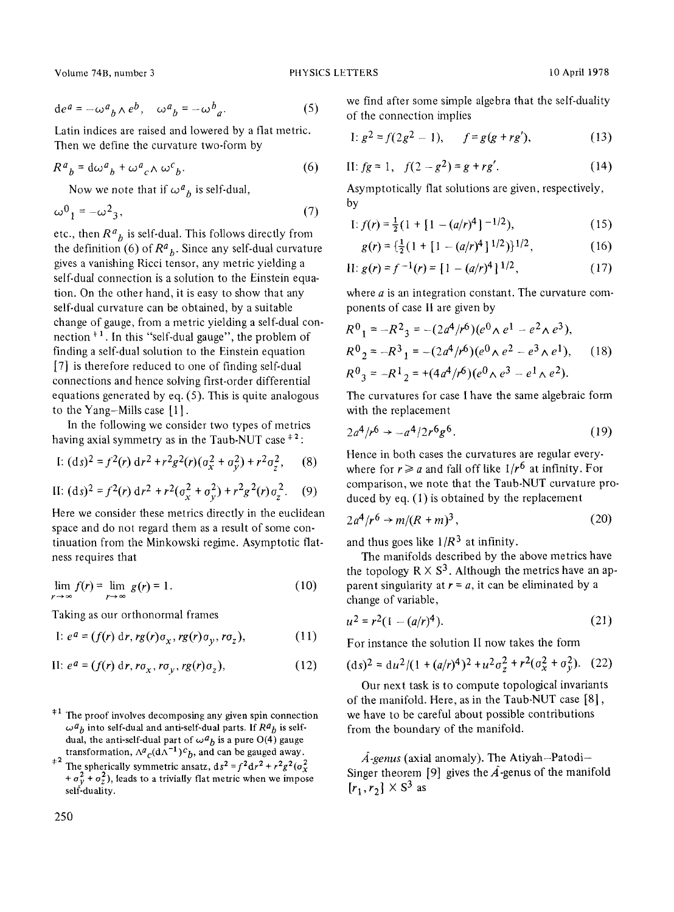$$de^a = -\omega^a{}_b \wedge e^b, \quad \omega^a{}_b = -\omega^b{}_a. \tag{5}$$

Latin indices are raised and lowered by a flat metric. Then we define the curvature two-form by

$$R^a{}_b = d\omega^a{}_b + \omega^a{}_c \wedge \omega^c{}_b. \tag{6}$$

Now we note that if $\omega^a{}_b$ is self-dual,

$$\omega^0{}_1 = -\omega^2{}_3, \tag{7}$$

etc., then $R^a{}_b$ is self-dual. This follows directly from the definition (6) of $R^a{}_b$. Since any self-dual curvature gives a vanishing Ricci tensor, any metric yielding a self-dual connection is a solution to the Einstein equation. On the other hand, it is easy to show that any self-dual curvature can be obtained, by a suitable change of gauge, from a metric yielding a self-dual connection [‡1]. In this "self-dual gauge", the problem of finding a self-dual solution to the Einstein equation [7] is therefore reduced to one of finding self-dual connections and hence solving first-order differential equations generated by eq. (5). This is quite analogous to the Yang–Mills case [1].

In the following we consider two types of metrics having axial symmetry as in the Taub-NUT case [‡2]:

$$\text{I: } (ds)^2 = f^2(r)\, dr^2 + r^2 g^2(r)(\sigma_x^2 + \sigma_y^2) + r^2 \sigma_z^2, \tag{8}$$

$$\text{II: } (ds)^2 = f^2(r)\, dr^2 + r^2(\sigma_x^2 + \sigma_y^2) + r^2 g^2(r) \sigma_z^2. \tag{9}$$

Here we consider these metrics directly in the euclidean space and do not regard them as a result of some continuation from the Minkowski regime. Asymptotic flatness requires that

$$\lim_{r\to\infty} f(r) = \lim_{r\to\infty} g(r) = 1. \tag{10}$$

Taking as our orthonormal frames

$$\text{I: } e^a = (f(r)\, dr, r g(r)\sigma_x, r g(r)\sigma_y, r\sigma_z), \tag{11}$$

$$\text{II: } e^a = (f(r)\, dr, r\sigma_x, r\sigma_y, r g(r)\sigma_z), \tag{12}$$

we find after some simple algebra that the self-duality of the connection implies

$$\text{I: } g^2 = f(2g^2 - 1), \quad f = g(g + rg'), \tag{13}$$

$$\text{II: } fg = 1, \quad f(2 - g^2) = g + rg'. \tag{14}$$

Asymptotically flat solutions are given, respectively, by

$$\text{I: } f(r) = \tfrac{1}{2}(1 + [1 - (a/r)^4]^{-1/2}), \tag{15}$$

$$g(r) = \{\tfrac{1}{2}(1 + [1 - (a/r)^4]^{1/2})\}^{1/2}, \tag{16}$$

$$\text{II: } g(r) = f^{-1}(r) = [1 - (a/r)^4]^{1/2}, \tag{17}$$

where $a$ is an integration constant. The curvature components of case II are given by

$$\begin{aligned}
R^0{}_1 &= -R^2{}_3 = -(2a^4/r^6)(e^0 \wedge e^1 - e^2 \wedge e^3),\\
R^0{}_2 &= -R^3{}_1 = -(2a^4/r^6)(e^0 \wedge e^2 - e^3 \wedge e^1),\\
R^0{}_3 &= -R^1{}_2 = +(4a^4/r^6)(e^0 \wedge e^3 - e^1 \wedge e^2).
\end{aligned} \tag{18}$$

The curvatures for case I have the same algebraic form with the replacement

$$2a^4/r^6 \to -a^4/2r^6 g^6. \tag{19}$$

Hence in both cases the curvatures are regular everywhere for $r \geqslant a$ and fall off like $1/r^6$ at infinity. For comparison, we note that the Taub-NUT curvature produced by eq. (1) is obtained by the replacement

$$2a^4/r^6 \to m/(R+m)^3, \tag{20}$$

and thus goes like $1/R^3$ at infinity.

The manifolds described by the above metrics have the topology $R \times S^3$. Although the metrics have an apparent singularity at $r = a$, it can be eliminated by a change of variable,

$$u^2 = r^2(1 - (a/r)^4). \tag{21}$$

For instance the solution II now takes the form

$$(ds)^2 = du^2/(1 + (a/r)^4)^2 + u^2\sigma_z^2 + r^2(\sigma_x^2 + \sigma_y^2). \tag{22}$$

Our next task is to compute topological invariants of the manifold. Here, as in the Taub-NUT case [8], we have to be careful about possible contributions from the boundary of the manifold.

*$\hat{A}$-genus* (axial anomaly). The Atiyah–Patodi–Singer theorem [9] gives the $\hat{A}$-genus of the manifold $[r_1, r_2] \times S^3$ as

---

[‡1] The proof involves decomposing any given spin connection $\omega^a{}_b$ into self-dual and anti-self-dual parts. If $R^a{}_b$ is self-dual, the anti-self-dual part of $\omega^a{}_b$ is a pure O(4) gauge transformation, $\Lambda^a{}_c(d\Lambda^{-1})^c{}_b$, and can be gauged away.

[‡2] The spherically symmetric ansatz, $ds^2 = f^2 dr^2 + r^2 g^2(\sigma_x^2 + \sigma_y^2 + \sigma_z^2)$, leads to a trivially flat metric when we impose self-duality.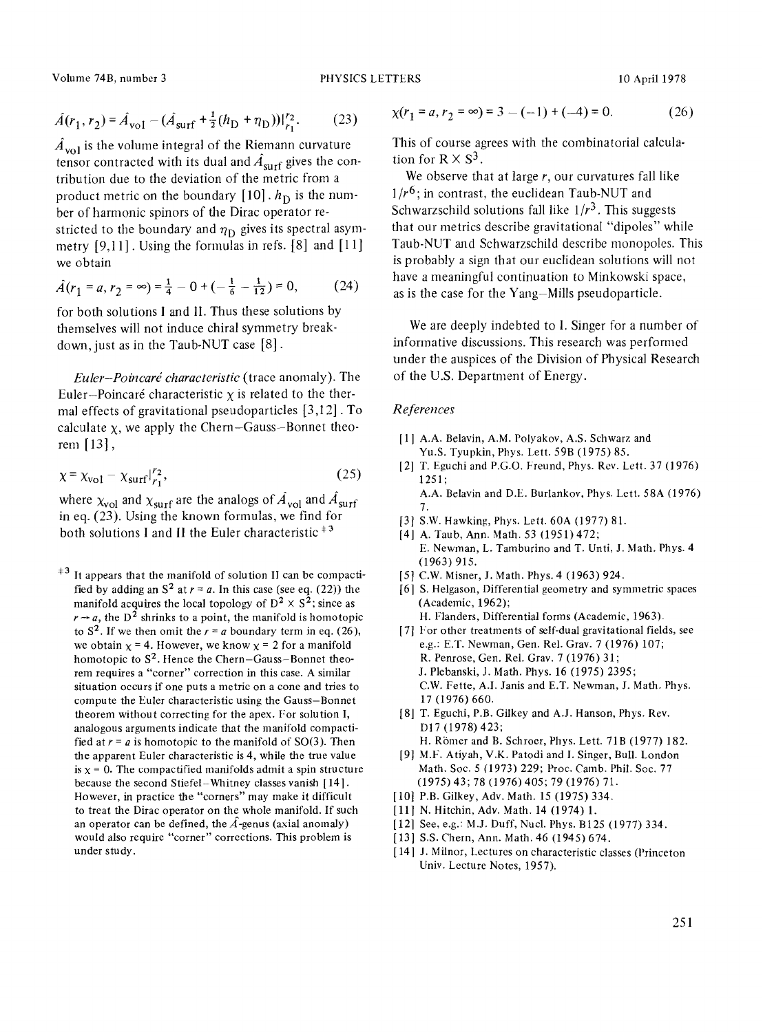$$\hat{A}(r_1, r_2) = \hat{A}_{\text{vol}} - (\hat{A}_{\text{surf}} + \tfrac{1}{2}(h_{\text{D}} + \eta_{\text{D}}))|_{r_1}^{r_2}. \tag{23}$$

$\hat{A}_{\text{vol}}$ is the volume integral of the Riemann curvature tensor contracted with its dual and $\hat{A}_{\text{surf}}$ gives the contribution due to the deviation of the metric from a product metric on the boundary [10]. $h_{\text{D}}$ is the number of harmonic spinors of the Dirac operator restricted to the boundary and $\eta_{\text{D}}$ gives its spectral asymmetry [9,11]. Using the formulas in refs. [8] and [11] we obtain

$$\hat{A}(r_1 = a, r_2 = \infty) = \tfrac{1}{4} - 0 + (-\tfrac{1}{6} - \tfrac{1}{12}) = 0, \tag{24}$$

for both solutions I and II. Thus these solutions by themselves will not induce chiral symmetry breakdown, just as in the Taub-NUT case [8].

*Euler–Poincaré characteristic* (trace anomaly). The Euler–Poincaré characteristic $\chi$ is related to the thermal effects of gravitational pseudoparticles [3,12]. To calculate $\chi$, we apply the Chern–Gauss–Bonnet theorem [13],

$$\chi = \chi_{\text{vol}} - \chi_{\text{surf}}|_{r_1}^{r_2}, \tag{25}$$

where $\chi_{\text{vol}}$ and $\chi_{\text{surf}}$ are the analogs of $\hat{A}_{\text{vol}}$ and $\hat{A}_{\text{surf}}$ in eq. (23). Using the known formulas, we find for both solutions I and II the Euler characteristic [‡3]

$$\chi(r_1 = a, r_2 = \infty) = 3 - (-1) + (-4) = 0. \tag{26}$$

This of course agrees with the combinatorial calculation for $R \times S^3$.

We observe that at large $r$, our curvatures fall like $1/r^6$; in contrast, the euclidean Taub-NUT and Schwarzschild solutions fall like $1/r^3$. This suggests that our metrics describe gravitational "dipoles" while Taub-NUT and Schwarzschild describe monopoles. This is probably a sign that our euclidean solutions will not have a meaningful continuation to Minkowski space, as is the case for the Yang–Mills pseudoparticle.

We are deeply indebted to I. Singer for a number of informative discussions. This research was performed under the auspices of the Division of Physical Research of the U.S. Department of Energy.

[‡3] It appears that the manifold of solution II can be compactified by adding an $S^2$ at $r = a$. In this case (see eq. (22)) the manifold acquires the local topology of $D^2 \times S^2$; since as $r \to a$, the $D^2$ shrinks to a point, the manifold is homotopic to $S^2$. If we then omit the $r = a$ boundary term in eq. (26), we obtain $\chi = 4$. However, we know $\chi = 2$ for a manifold homotopic to $S^2$. Hence the Chern–Gauss–Bonnet theorem requires a "corner" correction in this case. A similar situation occurs if one puts a metric on a cone and tries to compute the Euler characteristic using the Gauss–Bonnet theorem without correcting for the apex. For solution I, analogous arguments indicate that the manifold compactified at $r = a$ is homotopic to the manifold of SO(3). Then the apparent Euler characteristic is 4, while the true value is $\chi = 0$. The compactified manifolds admit a spin structure because the second Stiefel–Whitney classes vanish [14]. However, in practice the "corners" may make it difficult to treat the Dirac operator on the whole manifold. If such an operator can be defined, the $\hat{A}$-genus (axial anomaly) would also require "corner" corrections. This problem is under study.

## References

[1] A.A. Belavin, A.M. Polyakov, A.S. Schwarz and Yu.S. Tyupkin, Phys. Lett. 59B (1975) 85.

[2] T. Eguchi and P.G.O. Freund, Phys. Rev. Lett. 37 (1976) 1251;
A.A. Belavin and D.E. Burlankov, Phys. Lett. 58A (1976) 7.

[3] S.W. Hawking, Phys. Lett. 60A (1977) 81.

[4] A. Taub, Ann. Math. 53 (1951) 472;
E. Newman, L. Tamburino and T. Unti, J. Math. Phys. 4 (1963) 915.

[5] C.W. Misner, J. Math. Phys. 4 (1963) 924.

[6] S. Helgason, Differential geometry and symmetric spaces (Academic, 1962);
H. Flanders, Differential forms (Academic, 1963).

[7] For other treatments of self-dual gravitational fields, see e.g.: E.T. Newman, Gen. Rel. Grav. 7 (1976) 107;
R. Penrose, Gen. Rel. Grav. 7 (1976) 31;
J. Plebanski, J. Math. Phys. 16 (1975) 2395;
C.W. Fette, A.I. Janis and E.T. Newman, J. Math. Phys. 17 (1976) 660.

[8] T. Eguchi, P.B. Gilkey and A.J. Hanson, Phys. Rev. D17 (1978) 423;
H. Römer and B. Schroer, Phys. Lett. 71B (1977) 182.

[9] M.F. Atiyah, V.K. Patodi and I. Singer, Bull. London Math. Soc. 5 (1973) 229; Proc. Camb. Phil. Soc. 77 (1975) 43; 78 (1976) 405; 79 (1976) 71.

[10] P.B. Gilkey, Adv. Math. 15 (1975) 334.

[11] N. Hitchin, Adv. Math. 14 (1974) 1.

[12] See, e.g.: M.J. Duff, Nucl. Phys. B125 (1977) 334.

[13] S.S. Chern, Ann. Math. 46 (1945) 674.

[14] J. Milnor, Lectures on characteristic classes (Princeton Univ. Lecture Notes, 1957).